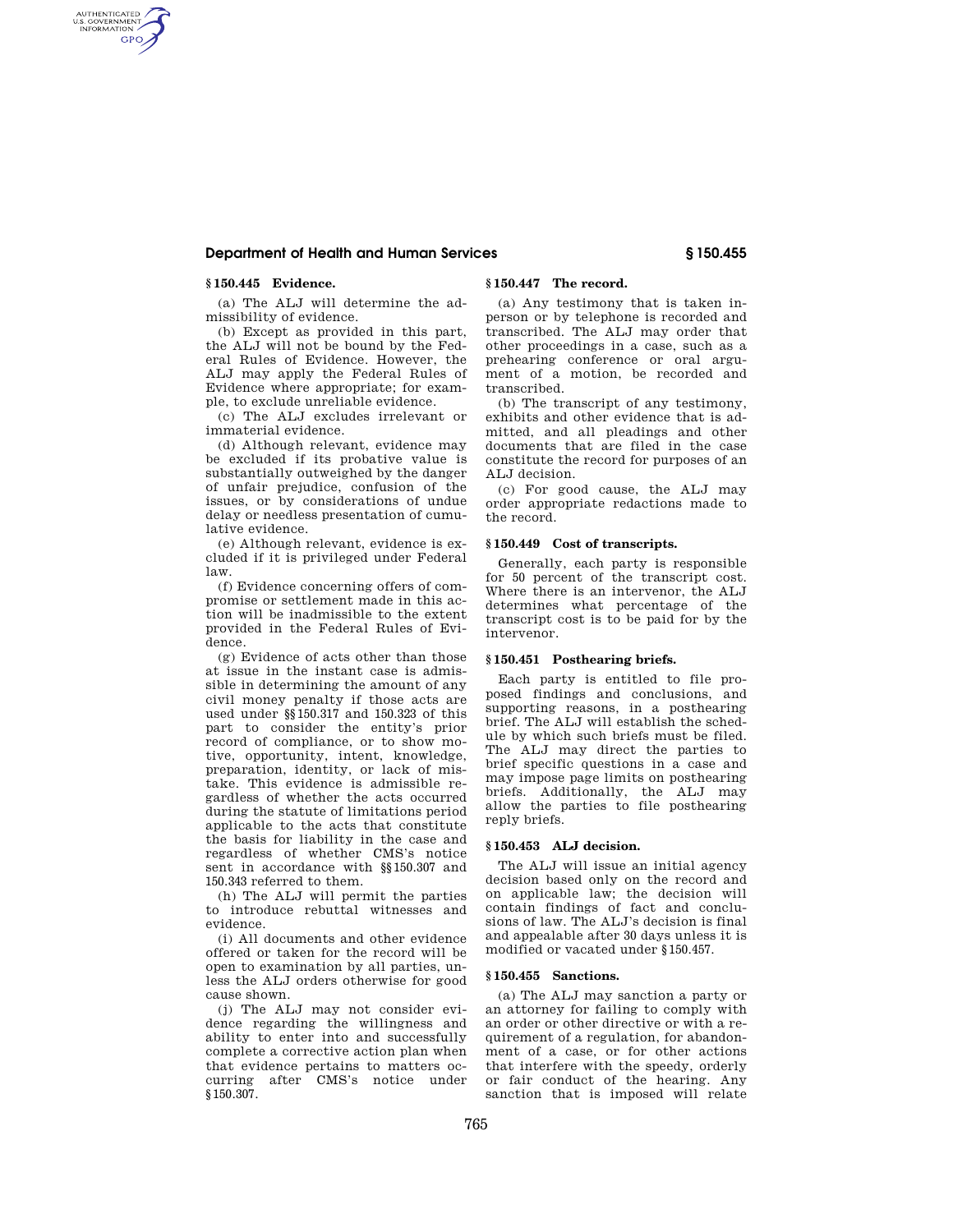### § 150.445 Evidence.

(a) The ALJ will determine the admissibility of evidence.

(b) Except as provided in this part, the ALJ will not be bound by the Federal Rules of Evidence. However, the ALJ may apply the Federal Rules of Evidence where appropriate; for example, to exclude unreliable evidence.

(c) The ALJ excludes irrelevant or immaterial evidence.

(d) Although relevant, evidence may be excluded if its probative value is substantially outweighed by the danger of unfair prejudice, confusion of the issues, or by considerations of undue delay or needless presentation of cumulative evidence.

(e) Although relevant, evidence is excluded if it is privileged under Federal law.

(f) Evidence concerning offers of compromise or settlement made in this action will be inadmissible to the extent provided in the Federal Rules of Evidence.

(g) Evidence of acts other than those at issue in the instant case is admissible in determining the amount of any civil money penalty if those acts are used under §§ 150.317 and 150.323 of this part to consider the entity's prior record of compliance, or to show motive, opportunity, intent, knowledge, preparation, identity, or lack of mistake. This evidence is admissible regardless of whether the acts occurred during the statute of limitations period applicable to the acts that constitute the basis for liability in the case and regardless of whether CMS's notice sent in accordance with §§ 150.307 and 150.343 referred to them.

(h) The ALJ will permit the parties to introduce rebuttal witnesses and evidence.

(i) All documents and other evidence offered or taken for the record will be open to examination by all parties, unless the ALJ orders otherwise for good cause shown.

(j) The ALJ may not consider evidence regarding the willingness and ability to enter into and successfully complete a corrective action plan when that evidence pertains to matters occurring after CMS's notice under § 150.307.

### § 150.447 The record.

(a) Any testimony that is taken in-person or by telephone is recorded and transcribed. The ALJ may order that other proceedings in a case, such as a prehearing conference or oral argument of a motion, be recorded and transcribed.

(b) The transcript of any testimony, exhibits and other evidence that is admitted, and all pleadings and other documents that are filed in the case constitute the record for purposes of an ALJ decision.

(c) For good cause, the ALJ may order appropriate redactions made to the record.

### § 150.449 Cost of transcripts.

Generally, each party is responsible for 50 percent of the transcript cost. Where there is an intervenor, the ALJ determines what percentage of the transcript cost is to be paid for by the intervenor.

### § 150.451 Posthearing briefs.

Each party is entitled to file proposed findings and conclusions, and supporting reasons, in a posthearing brief. The ALJ will establish the schedule by which such briefs must be filed. The ALJ may direct the parties to brief specific questions in a case and may impose page limits on posthearing briefs. Additionally, the ALJ may allow the parties to file posthearing reply briefs.

### § 150.453 ALJ decision.

The ALJ will issue an initial agency decision based only on the record and on applicable law; the decision will contain findings of fact and conclusions of law. The ALJ's decision is final and appealable after 30 days unless it is modified or vacated under § 150.457.

### § 150.455 Sanctions.

(a) The ALJ may sanction a party or an attorney for failing to comply with an order or other directive or with a requirement of a regulation, for abandonment of a case, or for other actions that interfere with the speedy, orderly or fair conduct of the hearing. Any sanction that is imposed will relate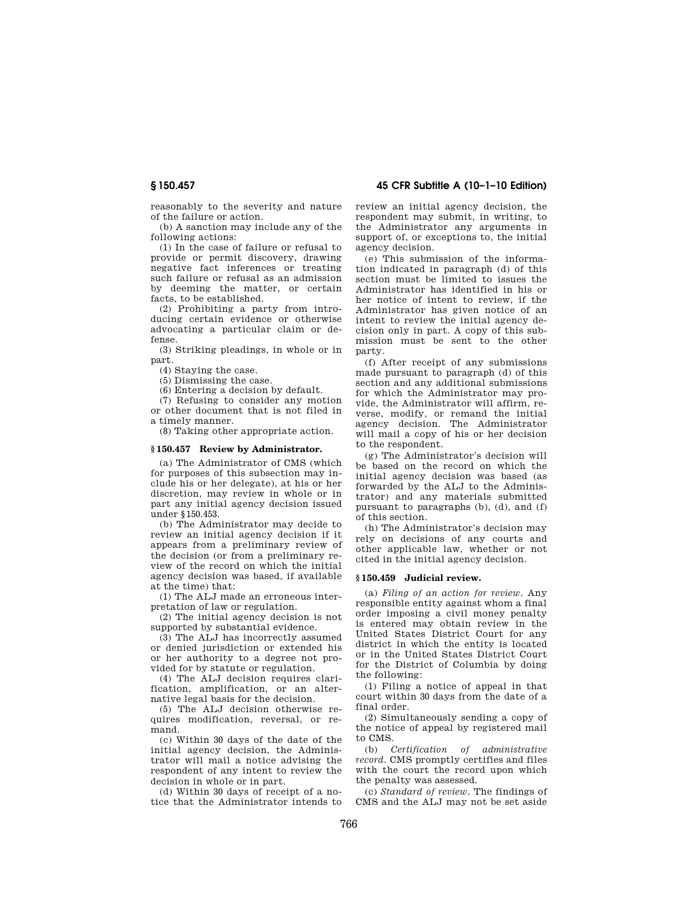reasonably to the severity and nature of the failure or action.

(b) A sanction may include any of the following actions:

(1) In the case of failure or refusal to provide or permit discovery, drawing negative fact inferences or treating such failure or refusal as an admission by deeming the matter, or certain facts, to be established.

(2) Prohibiting a party from introducing certain evidence or otherwise advocating a particular claim or defense.

(3) Striking pleadings, in whole or in part.

(4) Staying the case.

(5) Dismissing the case.

(6) Entering a decision by default.

(7) Refusing to consider any motion or other document that is not filed in a timely manner.

(8) Taking other appropriate action.

### § 150.457 Review by Administrator.

(a) The Administrator of CMS (which for purposes of this subsection may include his or her delegate), at his or her discretion, may review in whole or in part any initial agency decision issued under § 150.453.

(b) The Administrator may decide to review an initial agency decision if it appears from a preliminary review of the decision (or from a preliminary review of the record on which the initial agency decision was based, if available at the time) that:

(1) The ALJ made an erroneous interpretation of law or regulation.

(2) The initial agency decision is not supported by substantial evidence.

(3) The ALJ has incorrectly assumed or denied jurisdiction or extended his or her authority to a degree not provided for by statute or regulation.

(4) The ALJ decision requires clarification, amplification, or an alternative legal basis for the decision.

(5) The ALJ decision otherwise requires modification, reversal, or remand.

(c) Within 30 days of the date of the initial agency decision, the Administrator will mail a notice advising the respondent of any intent to review the decision in whole or in part.

(d) Within 30 days of receipt of a notice that the Administrator intends to review an initial agency decision, the respondent may submit, in writing, to the Administrator any arguments in support of, or exceptions to, the initial agency decision.

(e) This submission of the information indicated in paragraph (d) of this section must be limited to issues the Administrator has identified in his or her notice of intent to review, if the Administrator has given notice of an intent to review the initial agency decision only in part. A copy of this submission must be sent to the other party.

(f) After receipt of any submissions made pursuant to paragraph (d) of this section and any additional submissions for which the Administrator may provide, the Administrator will affirm, reverse, modify, or remand the initial agency decision. The Administrator will mail a copy of his or her decision to the respondent.

(g) The Administrator's decision will be based on the record on which the initial agency decision was based (as forwarded by the ALJ to the Administrator) and any materials submitted pursuant to paragraphs (b), (d), and (f) of this section.

(h) The Administrator's decision may rely on decisions of any courts and other applicable law, whether or not cited in the initial agency decision.

### § 150.459 Judicial review.

(a) *Filing of an action for review.* Any responsible entity against whom a final order imposing a civil money penalty is entered may obtain review in the United States District Court for any district in which the entity is located or in the United States District Court for the District of Columbia by doing the following:

(1) Filing a notice of appeal in that court within 30 days from the date of a final order.

(2) Simultaneously sending a copy of the notice of appeal by registered mail to CMS.

(b) *Certification of administrative record.* CMS promptly certifies and files with the court the record upon which the penalty was assessed.

(c) *Standard of review.* The findings of CMS and the ALJ may not be set aside